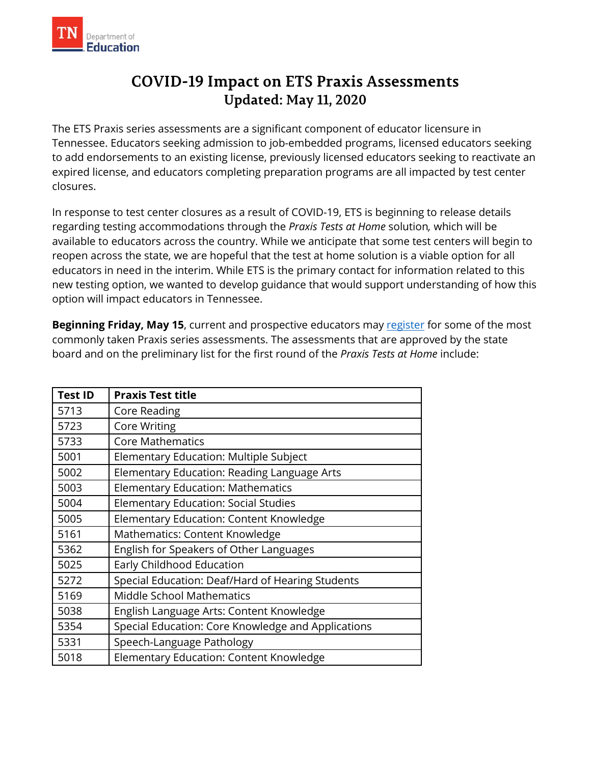# COVID-19 Impact on ETS Praxis Assessments

## Updated: May 11, 2020

The ETS Praxis series assessments are a significant component of educator licensure in Tennessee. Educators seeking admission to job-embedded programs, licensed educators seeking to add endorsements to an existing license, previously licensed educators seeking to reactivate an expired license, and educators completing preparation programs are all impacted by test center closures.

In response to test center closures as a result of COVID-19, ETS is beginning to release details regarding testing accommodations through the *Praxis Tests at Home* solution*,* which will be available to educators across the country. While we anticipate that some test centers will begin to reopen across the state, we are hopeful that the test at home solution is a viable option for all educators in need in the interim. While ETS is the primary contact for information related to this new testing option, we wanted to develop guidance that would support understanding of how this option will impact educators in Tennessee.

**Beginning Friday, May 15**, current and prospective educators may register for some of the most commonly taken Praxis series assessments. The assessments that are approved by the state board and on the preliminary list for the first round of the *Praxis Tests at Home* include:

| Test ID | Praxis Test title |
|---|---|
| 5713 | Core Reading |
| 5723 | Core Writing |
| 5733 | Core Mathematics |
| 5001 | Elementary Education: Multiple Subject |
| 5002 | Elementary Education: Reading Language Arts |
| 5003 | Elementary Education: Mathematics |
| 5004 | Elementary Education: Social Studies |
| 5005 | Elementary Education: Content Knowledge |
| 5161 | Mathematics: Content Knowledge |
| 5362 | English for Speakers of Other Languages |
| 5025 | Early Childhood Education |
| 5272 | Special Education: Deaf/Hard of Hearing Students |
| 5169 | Middle School Mathematics |
| 5038 | English Language Arts: Content Knowledge |
| 5354 | Special Education: Core Knowledge and Applications |
| 5331 | Speech-Language Pathology |
| 5018 | Elementary Education: Content Knowledge |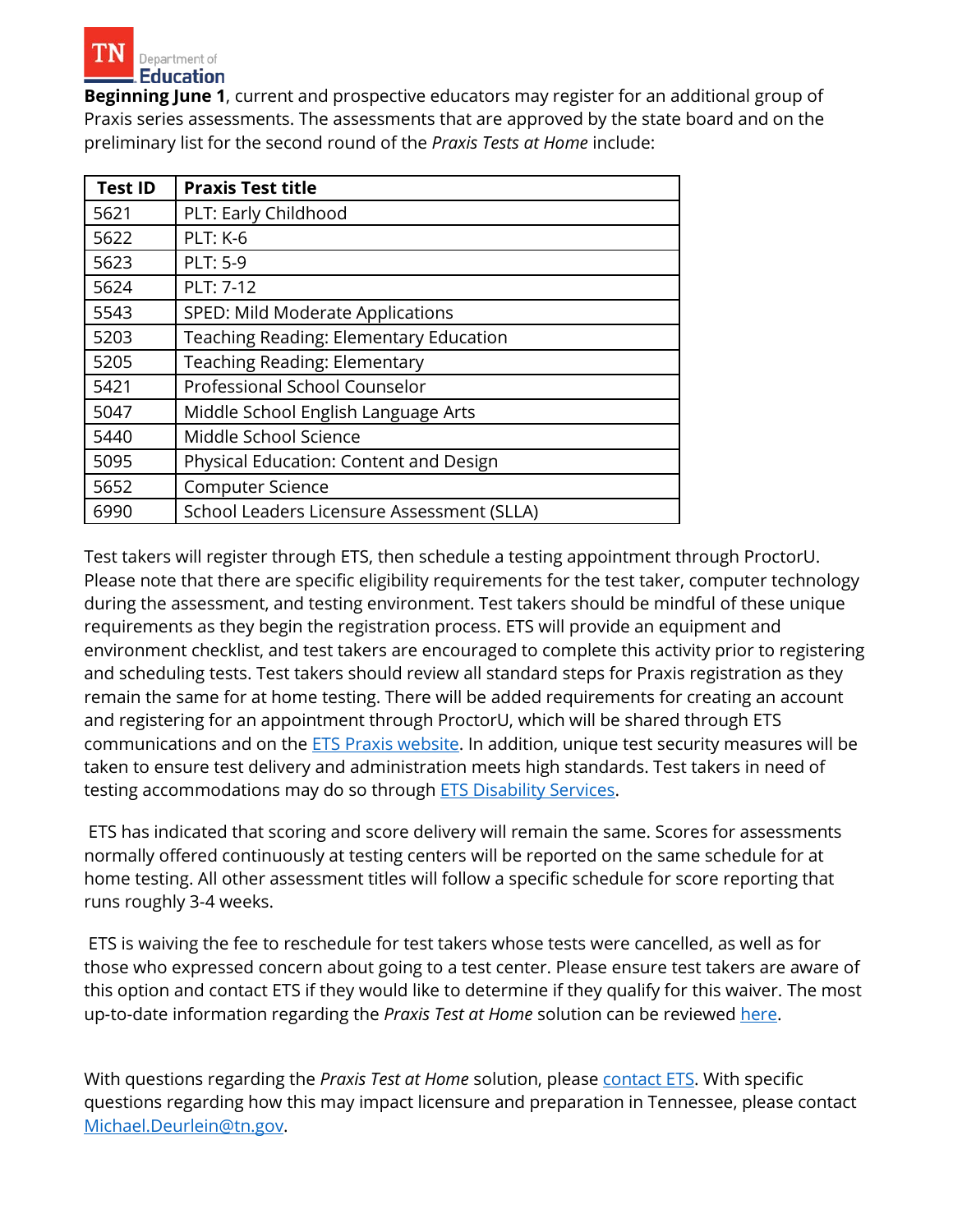**Beginning June 1**, current and prospective educators may register for an additional group of Praxis series assessments. The assessments that are approved by the state board and on the preliminary list for the second round of the *Praxis Tests at Home* include:

| Test ID | Praxis Test title |
|---|---|
| 5621 | PLT: Early Childhood |
| 5622 | PLT: K-6 |
| 5623 | PLT: 5-9 |
| 5624 | PLT: 7-12 |
| 5543 | SPED: Mild Moderate Applications |
| 5203 | Teaching Reading: Elementary Education |
| 5205 | Teaching Reading: Elementary |
| 5421 | Professional School Counselor |
| 5047 | Middle School English Language Arts |
| 5440 | Middle School Science |
| 5095 | Physical Education: Content and Design |
| 5652 | Computer Science |
| 6990 | School Leaders Licensure Assessment (SLLA) |

Test takers will register through ETS, then schedule a testing appointment through ProctorU. Please note that there are specific eligibility requirements for the test taker, computer technology during the assessment, and testing environment. Test takers should be mindful of these unique requirements as they begin the registration process. ETS will provide an equipment and environment checklist, and test takers are encouraged to complete this activity prior to registering and scheduling tests. Test takers should review all standard steps for Praxis registration as they remain the same for at home testing. There will be added requirements for creating an account and registering for an appointment through ProctorU, which will be shared through ETS communications and on the [ETS Praxis website](). In addition, unique test security measures will be taken to ensure test delivery and administration meets high standards. Test takers in need of testing accommodations may do so through [ETS Disability Services]().

ETS has indicated that scoring and score delivery will remain the same. Scores for assessments normally offered continuously at testing centers will be reported on the same schedule for at home testing. All other assessment titles will follow a specific schedule for score reporting that runs roughly 3-4 weeks.

ETS is waiving the fee to reschedule for test takers whose tests were cancelled, as well as for those who expressed concern about going to a test center. Please ensure test takers are aware of this option and contact ETS if they would like to determine if they qualify for this waiver. The most up-to-date information regarding the *Praxis Test at Home* solution can be reviewed [here]().

With questions regarding the *Praxis Test at Home* solution, please [contact ETS](). With specific questions regarding how this may impact licensure and preparation in Tennessee, please contact [Michael.Deurlein@tn.gov]().